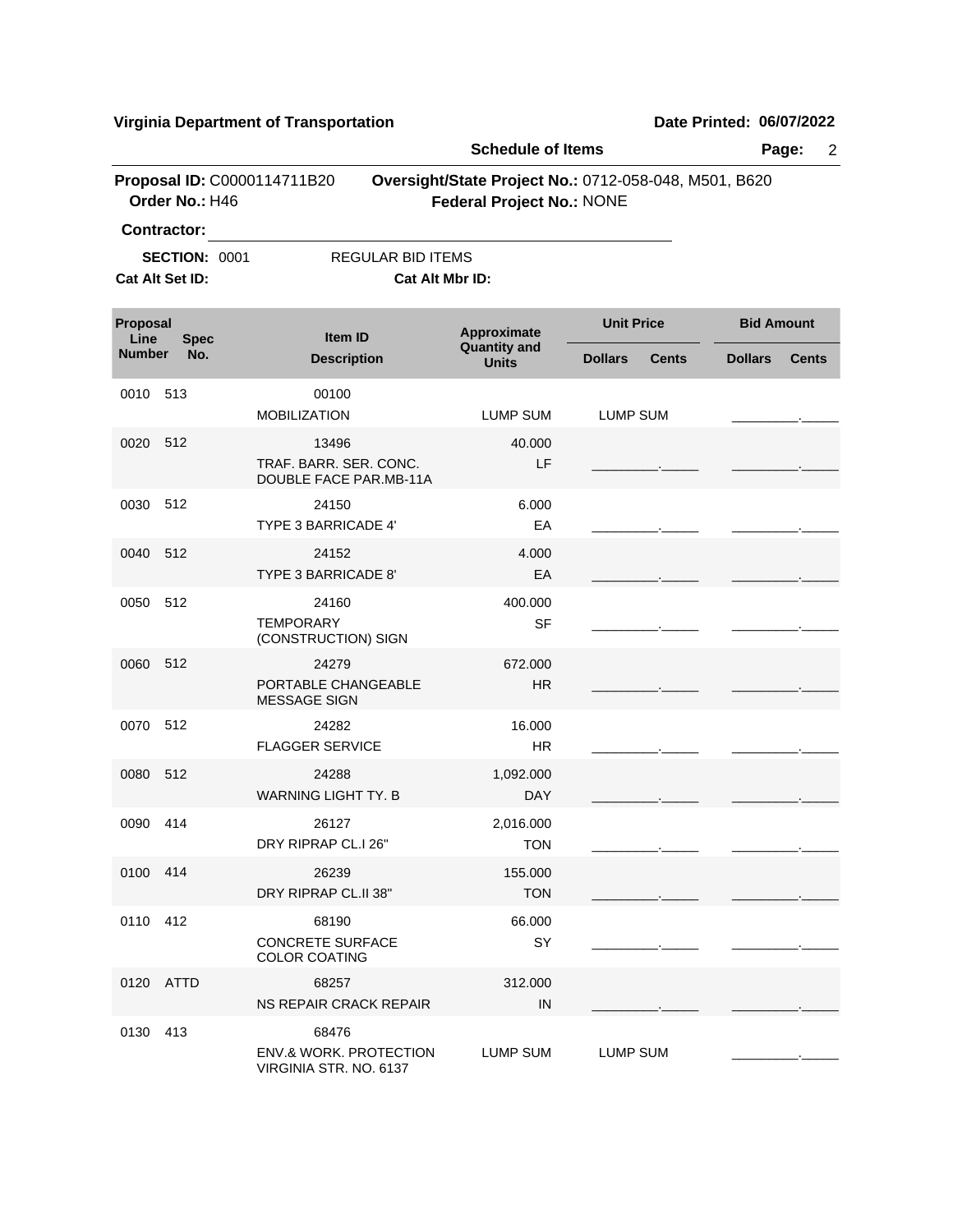**Virginia Department of Transportation** — **Date Printed: 06/07/2022**

**Schedule of Items**

**Proposal ID:** C0000114711B20 — **Oversight/State Project No.:** 0712-058-048, M501, B620

**Order No.:** H46 — **Federal Project No.:** NONE

**Contractor:** ______________________________

**SECTION:** 0001 — REGULAR BID ITEMS

**Cat Alt Set ID:** — **Cat Alt Mbr ID:**

| Proposal Line Number | Spec No. | Item ID / Description | Approximate Quantity and Units | Unit Price Dollars | Unit Price Cents | Bid Amount Dollars | Bid Amount Cents |
|---|---|---|---|---|---|---|---|
| 0010 | 513 | 00100 MOBILIZATION | LUMP SUM | LUMP SUM | | ________ | _____ |
| 0020 | 512 | 13496 TRAF. BARR. SER. CONC. DOUBLE FACE PAR.MB-11A | 40.000 LF | ________ | _____ | ________ | _____ |
| 0030 | 512 | 24150 TYPE 3 BARRICADE 4' | 6.000 EA | ________ | _____ | ________ | _____ |
| 0040 | 512 | 24152 TYPE 3 BARRICADE 8' | 4.000 EA | ________ | _____ | ________ | _____ |
| 0050 | 512 | 24160 TEMPORARY (CONSTRUCTION) SIGN | 400.000 SF | ________ | _____ | ________ | _____ |
| 0060 | 512 | 24279 PORTABLE CHANGEABLE MESSAGE SIGN | 672.000 HR | ________ | _____ | ________ | _____ |
| 0070 | 512 | 24282 FLAGGER SERVICE | 16.000 HR | ________ | _____ | ________ | _____ |
| 0080 | 512 | 24288 WARNING LIGHT TY. B | 1,092.000 DAY | ________ | _____ | ________ | _____ |
| 0090 | 414 | 26127 DRY RIPRAP CL.I 26" | 2,016.000 TON | ________ | _____ | ________ | _____ |
| 0100 | 414 | 26239 DRY RIPRAP CL.II 38" | 155.000 TON | ________ | _____ | ________ | _____ |
| 0110 | 412 | 68190 CONCRETE SURFACE COLOR COATING | 66.000 SY | ________ | _____ | ________ | _____ |
| 0120 | ATTD | 68257 NS REPAIR CRACK REPAIR | 312.000 IN | ________ | _____ | ________ | _____ |
| 0130 | 413 | 68476 ENV.& WORK. PROTECTION VIRGINIA STR. NO. 6137 | LUMP SUM | LUMP SUM | | ________ | _____ |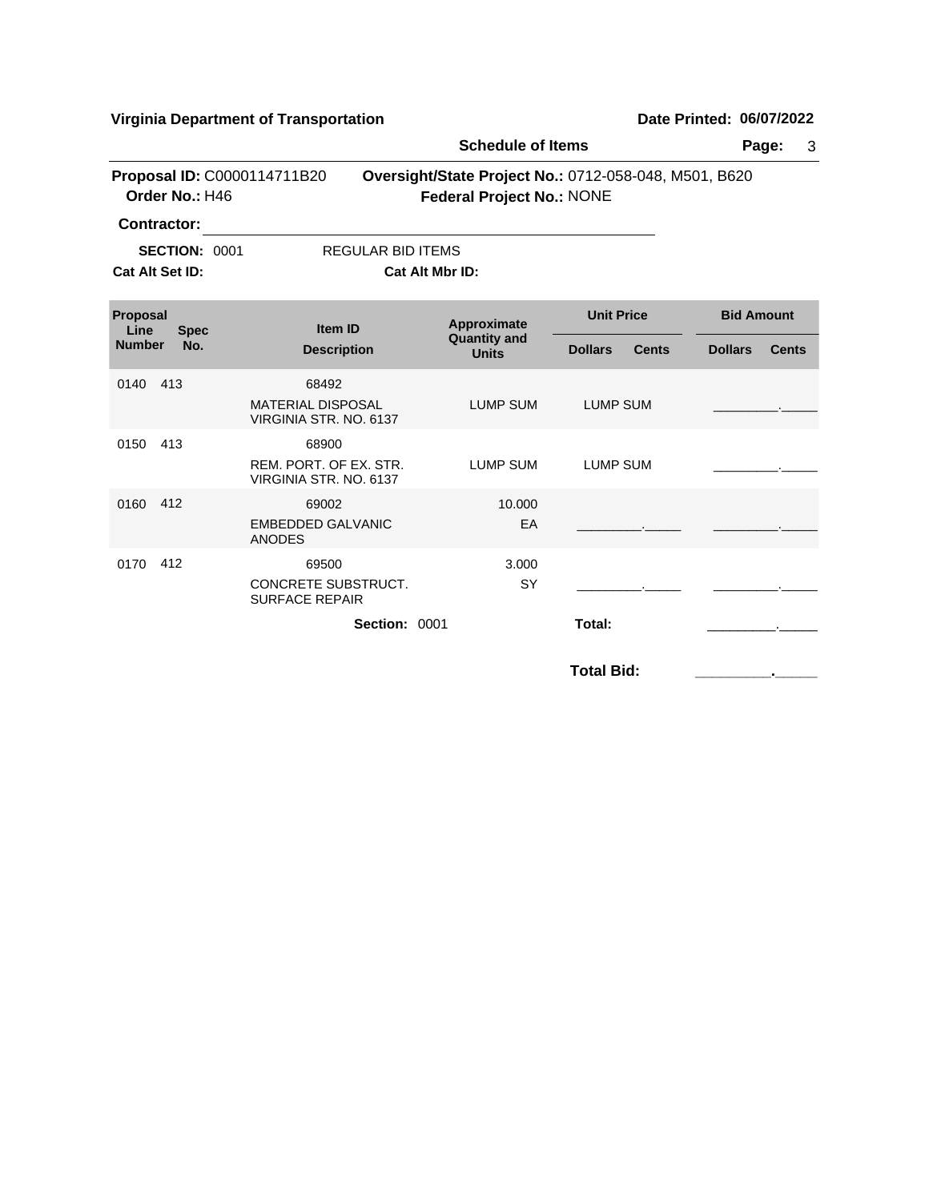**Virginia Department of Transportation** **Date Printed: 06/07/2022**

**Schedule of Items**

**Proposal ID:** C0000114711B20 **Oversight/State Project No.:** 0712-058-048, M501, B620
**Order No.:** H46 **Federal Project No.:** NONE

**Contractor:** ______________________________

**SECTION:** 0001 REGULAR BID ITEMS

**Cat Alt Set ID:** **Cat Alt Mbr ID:**

| Proposal Line Number | Spec No. | Item ID / Description | Approximate Quantity and Units | Unit Price Dollars | Unit Price Cents | Bid Amount Dollars | Bid Amount Cents |
|---|---|---|---|---|---|---|---|
| 0140 | 413 | 68492<br>MATERIAL DISPOSAL VIRGINIA STR. NO. 6137 | LUMP SUM | LUMP SUM | | _________ | _____ |
| 0150 | 413 | 68900<br>REM. PORT. OF EX. STR. VIRGINIA STR. NO. 6137 | LUMP SUM | LUMP SUM | | _________ | _____ |
| 0160 | 412 | 69002<br>EMBEDDED GALVANIC ANODES | 10.000<br>EA | _________ | _____ | _________ | _____ |
| 0170 | 412 | 69500<br>CONCRETE SUBSTRUCT. SURFACE REPAIR | 3.000<br>SY | _________ | _____ | _________ | _____ |

**Section:** 0001 **Total:** _________._____

**Total Bid:** _________._____